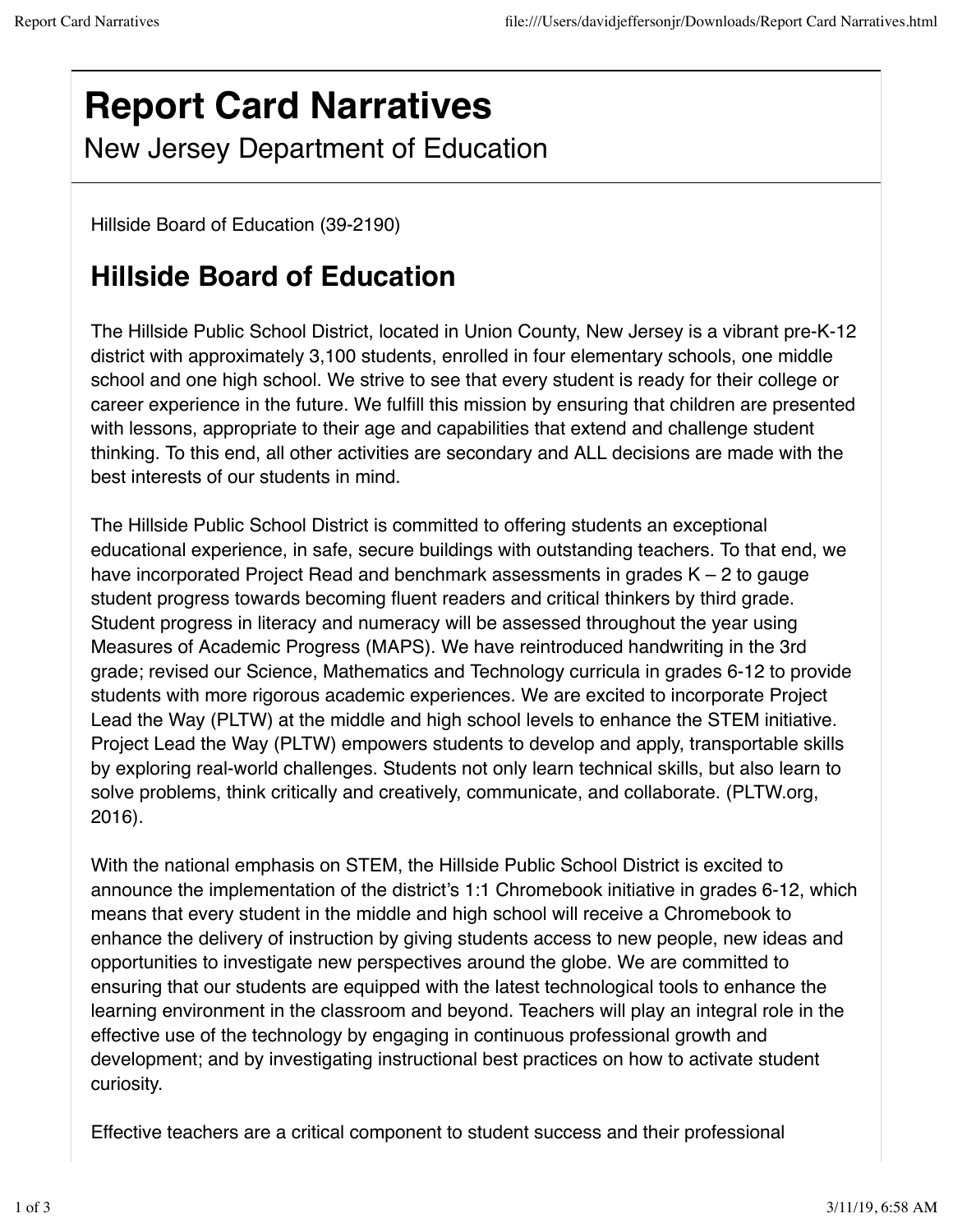# Report Card Narratives

New Jersey Department of Education

Hillside Board of Education (39-2190)

## Hillside Board of Education

The Hillside Public School District, located in Union County, New Jersey is a vibrant pre-K-12 district with approximately 3,100 students, enrolled in four elementary schools, one middle school and one high school. We strive to see that every student is ready for their college or career experience in the future. We fulfill this mission by ensuring that children are presented with lessons, appropriate to their age and capabilities that extend and challenge student thinking. To this end, all other activities are secondary and ALL decisions are made with the best interests of our students in mind.

The Hillside Public School District is committed to offering students an exceptional educational experience, in safe, secure buildings with outstanding teachers. To that end, we have incorporated Project Read and benchmark assessments in grades K – 2 to gauge student progress towards becoming fluent readers and critical thinkers by third grade. Student progress in literacy and numeracy will be assessed throughout the year using Measures of Academic Progress (MAPS). We have reintroduced handwriting in the 3rd grade; revised our Science, Mathematics and Technology curricula in grades 6-12 to provide students with more rigorous academic experiences. We are excited to incorporate Project Lead the Way (PLTW) at the middle and high school levels to enhance the STEM initiative. Project Lead the Way (PLTW) empowers students to develop and apply, transportable skills by exploring real-world challenges. Students not only learn technical skills, but also learn to solve problems, think critically and creatively, communicate, and collaborate. (PLTW.org, 2016).

With the national emphasis on STEM, the Hillside Public School District is excited to announce the implementation of the district's 1:1 Chromebook initiative in grades 6-12, which means that every student in the middle and high school will receive a Chromebook to enhance the delivery of instruction by giving students access to new people, new ideas and opportunities to investigate new perspectives around the globe. We are committed to ensuring that our students are equipped with the latest technological tools to enhance the learning environment in the classroom and beyond. Teachers will play an integral role in the effective use of the technology by engaging in continuous professional growth and development; and by investigating instructional best practices on how to activate student curiosity.

Effective teachers are a critical component to student success and their professional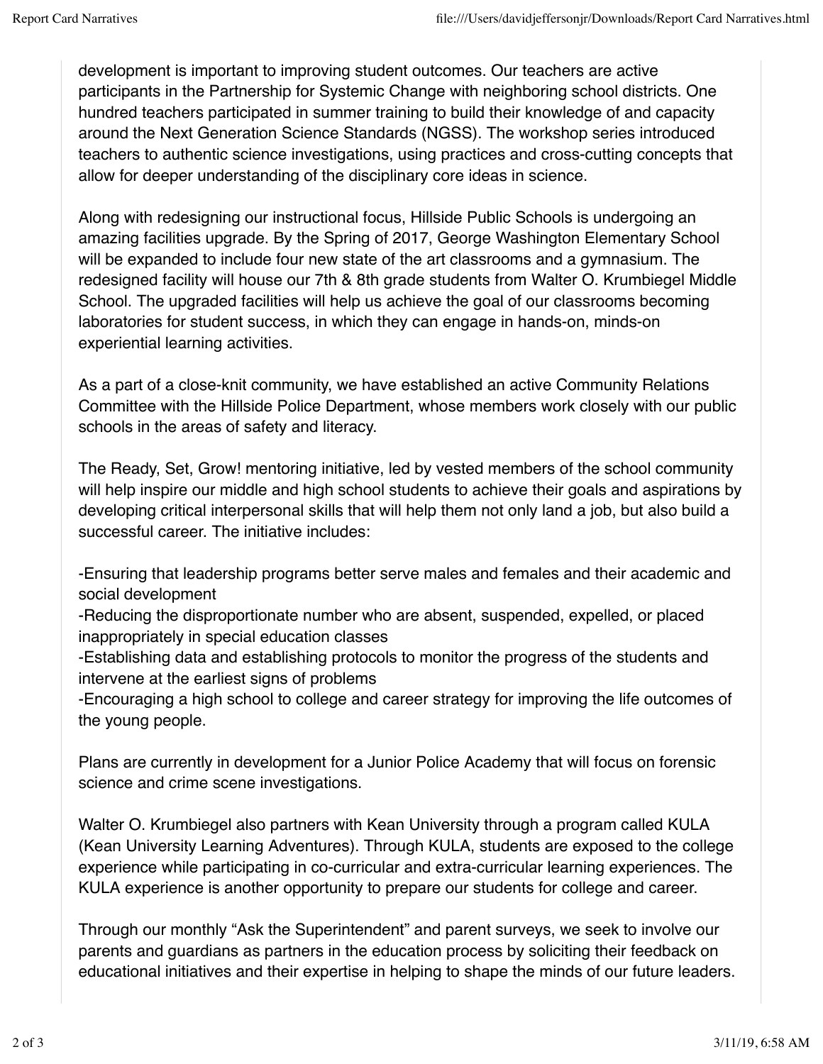development is important to improving student outcomes. Our teachers are active participants in the Partnership for Systemic Change with neighboring school districts. One hundred teachers participated in summer training to build their knowledge of and capacity around the Next Generation Science Standards (NGSS). The workshop series introduced teachers to authentic science investigations, using practices and cross-cutting concepts that allow for deeper understanding of the disciplinary core ideas in science.

Along with redesigning our instructional focus, Hillside Public Schools is undergoing an amazing facilities upgrade. By the Spring of 2017, George Washington Elementary School will be expanded to include four new state of the art classrooms and a gymnasium. The redesigned facility will house our 7th & 8th grade students from Walter O. Krumbiegel Middle School. The upgraded facilities will help us achieve the goal of our classrooms becoming laboratories for student success, in which they can engage in hands-on, minds-on experiential learning activities.

As a part of a close-knit community, we have established an active Community Relations Committee with the Hillside Police Department, whose members work closely with our public schools in the areas of safety and literacy.

The Ready, Set, Grow! mentoring initiative, led by vested members of the school community will help inspire our middle and high school students to achieve their goals and aspirations by developing critical interpersonal skills that will help them not only land a job, but also build a successful career. The initiative includes:

-Ensuring that leadership programs better serve males and females and their academic and social development
-Reducing the disproportionate number who are absent, suspended, expelled, or placed inappropriately in special education classes
-Establishing data and establishing protocols to monitor the progress of the students and intervene at the earliest signs of problems
-Encouraging a high school to college and career strategy for improving the life outcomes of the young people.

Plans are currently in development for a Junior Police Academy that will focus on forensic science and crime scene investigations.

Walter O. Krumbiegel also partners with Kean University through a program called KULA (Kean University Learning Adventures). Through KULA, students are exposed to the college experience while participating in co-curricular and extra-curricular learning experiences. The KULA experience is another opportunity to prepare our students for college and career.

Through our monthly "Ask the Superintendent" and parent surveys, we seek to involve our parents and guardians as partners in the education process by soliciting their feedback on educational initiatives and their expertise in helping to shape the minds of our future leaders.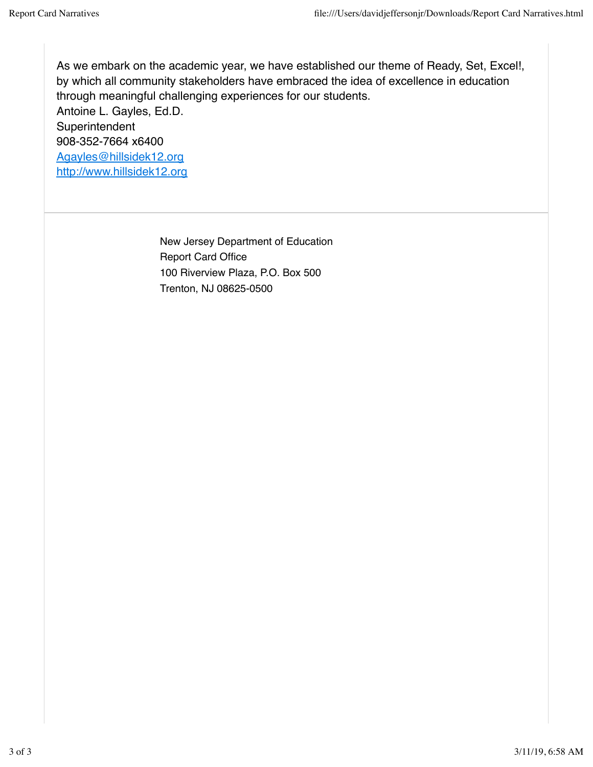As we embark on the academic year, we have established our theme of Ready, Set, Excel!, by which all community stakeholders have embraced the idea of excellence in education through meaningful challenging experiences for our students.  
Antoine L. Gayles, Ed.D.  
Superintendent  
908-352-7664 x6400  
Agayles@hillsidek12.org  
http://www.hillsidek12.org

---

New Jersey Department of Education  
Report Card Office  
100 Riverview Plaza, P.O. Box 500  
Trenton, NJ 08625-0500